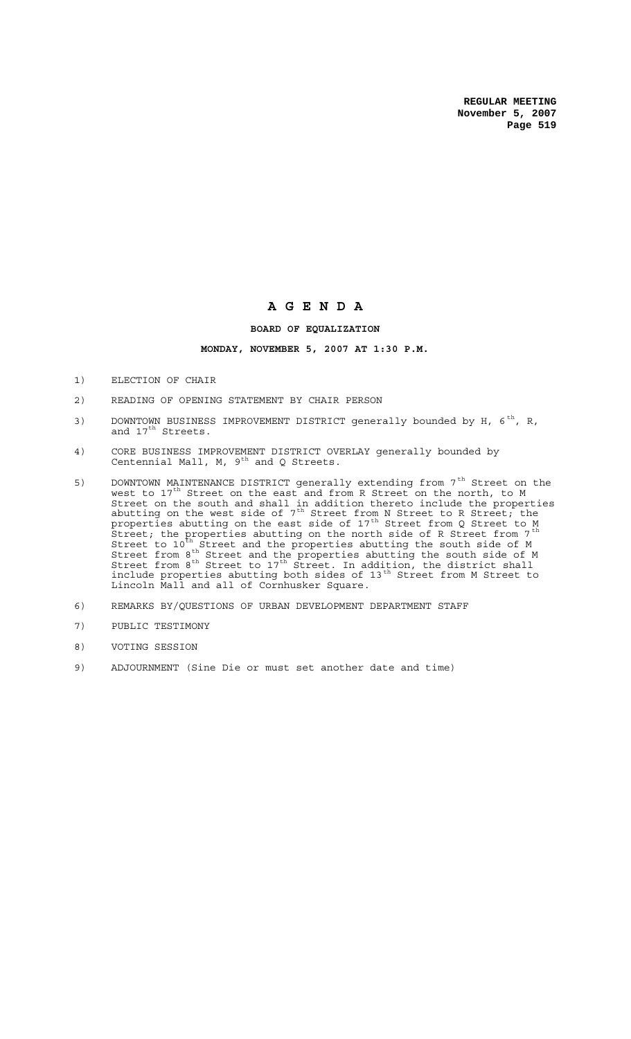# A G E N D A

## BOARD OF EQUALIZATION

### MONDAY, NOVEMBER 5, 2007 AT 1:30 P.M.

1) ELECTION OF CHAIR

2) READING OF OPENING STATEMENT BY CHAIR PERSON

3) DOWNTOWN BUSINESS IMPROVEMENT DISTRICT generally bounded by H, 6th, R, and 17th Streets.

4) CORE BUSINESS IMPROVEMENT DISTRICT OVERLAY generally bounded by Centennial Mall, M, 9th and Q Streets.

5) DOWNTOWN MAINTENANCE DISTRICT generally extending from 7th Street on the west to 17th Street on the east and from R Street on the north, to M Street on the south and shall in addition thereto include the properties abutting on the west side of 7th Street from N Street to R Street; the properties abutting on the east side of 17th Street from Q Street to M Street; the properties abutting on the north side of R Street from 7th Street to 10th Street and the properties abutting the south side of M Street from 8th Street and the properties abutting the south side of M Street from 8th Street to 17th Street. In addition, the district shall include properties abutting both sides of 13th Street from M Street to Lincoln Mall and all of Cornhusker Square.

6) REMARKS BY/QUESTIONS OF URBAN DEVELOPMENT DEPARTMENT STAFF

7) PUBLIC TESTIMONY

8) VOTING SESSION

9) ADJOURNMENT (Sine Die or must set another date and time)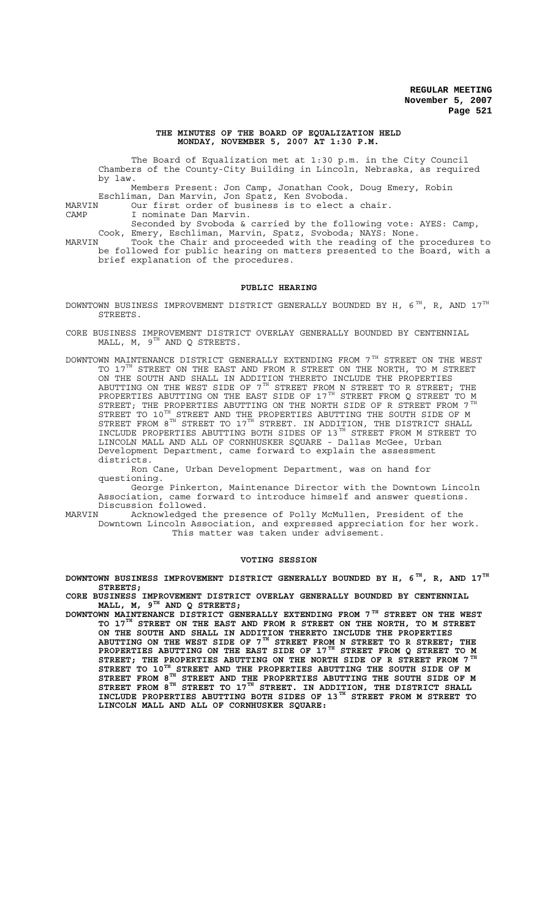## THE MINUTES OF THE BOARD OF EQUALIZATION HELD MONDAY, NOVEMBER 5, 2007 AT 1:30 P.M.

The Board of Equalization met at 1:30 p.m. in the City Council Chambers of the County-City Building in Lincoln, Nebraska, as required by law.

Members Present: Jon Camp, Jonathan Cook, Doug Emery, Robin Eschliman, Dan Marvin, Jon Spatz, Ken Svoboda.

MARVIN Our first order of business is to elect a chair.

CAMP I nominate Dan Marvin.

Seconded by Svoboda & carried by the following vote: AYES: Camp, Cook, Emery, Eschliman, Marvin, Spatz, Svoboda; NAYS: None.

MARVIN Took the Chair and proceeded with the reading of the procedures to be followed for public hearing on matters presented to the Board, with a brief explanation of the procedures.

## PUBLIC HEARING

DOWNTOWN BUSINESS IMPROVEMENT DISTRICT GENERALLY BOUNDED BY H, 6TH, R, AND 17TH STREETS.

CORE BUSINESS IMPROVEMENT DISTRICT OVERLAY GENERALLY BOUNDED BY CENTENNIAL MALL, M, 9TH AND Q STREETS.

DOWNTOWN MAINTENANCE DISTRICT GENERALLY EXTENDING FROM 7TH STREET ON THE WEST TO 17TH STREET ON THE EAST AND FROM R STREET ON THE NORTH, TO M STREET ON THE SOUTH AND SHALL IN ADDITION THERETO INCLUDE THE PROPERTIES ABUTTING ON THE WEST SIDE OF 7TH STREET FROM N STREET TO R STREET; THE PROPERTIES ABUTTING ON THE EAST SIDE OF 17TH STREET FROM Q STREET TO M STREET; THE PROPERTIES ABUTTING ON THE NORTH SIDE OF R STREET FROM 7TH STREET TO 10TH STREET AND THE PROPERTIES ABUTTING THE SOUTH SIDE OF M STREET FROM 8TH STREET TO 17TH STREET. IN ADDITION, THE DISTRICT SHALL INCLUDE PROPERTIES ABUTTING BOTH SIDES OF 13TH STREET FROM M STREET TO LINCOLN MALL AND ALL OF CORNHUSKER SQUARE - Dallas McGee, Urban Development Department, came forward to explain the assessment districts.

Ron Cane, Urban Development Department, was on hand for questioning.

George Pinkerton, Maintenance Director with the Downtown Lincoln Association, came forward to introduce himself and answer questions. Discussion followed.

MARVIN Acknowledged the presence of Polly McMullen, President of the Downtown Lincoln Association, and expressed appreciation for her work.

This matter was taken under advisement.

## VOTING SESSION

**DOWNTOWN BUSINESS IMPROVEMENT DISTRICT GENERALLY BOUNDED BY H, 6TH, R, AND 17TH STREETS;**

**CORE BUSINESS IMPROVEMENT DISTRICT OVERLAY GENERALLY BOUNDED BY CENTENNIAL MALL, M, 9TH AND Q STREETS;**

**DOWNTOWN MAINTENANCE DISTRICT GENERALLY EXTENDING FROM 7TH STREET ON THE WEST TO 17TH STREET ON THE EAST AND FROM R STREET ON THE NORTH, TO M STREET ON THE SOUTH AND SHALL IN ADDITION THERETO INCLUDE THE PROPERTIES ABUTTING ON THE WEST SIDE OF 7TH STREET FROM N STREET TO R STREET; THE PROPERTIES ABUTTING ON THE EAST SIDE OF 17TH STREET FROM Q STREET TO M STREET; THE PROPERTIES ABUTTING ON THE NORTH SIDE OF R STREET FROM 7TH STREET TO 10TH STREET AND THE PROPERTIES ABUTTING THE SOUTH SIDE OF M STREET FROM 8TH STREET AND THE PROPERTIES ABUTTING THE SOUTH SIDE OF M STREET FROM 8TH STREET TO 17TH STREET. IN ADDITION, THE DISTRICT SHALL INCLUDE PROPERTIES ABUTTING BOTH SIDES OF 13TH STREET FROM M STREET TO LINCOLN MALL AND ALL OF CORNHUSKER SQUARE:**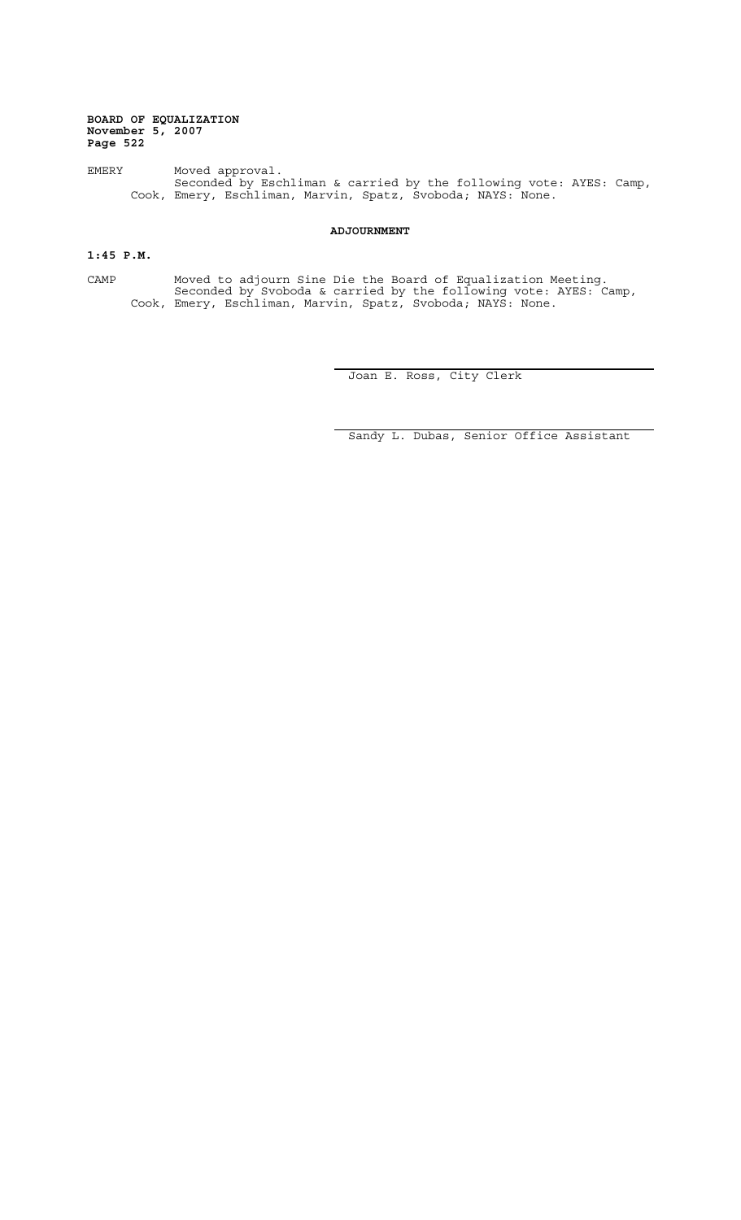EMERY Moved approval.
Seconded by Eschliman & carried by the following vote: AYES: Camp, Cook, Emery, Eschliman, Marvin, Spatz, Svoboda; NAYS: None.

## ADJOURNMENT

**1:45 P.M.**

CAMP Moved to adjourn Sine Die the Board of Equalization Meeting.
Seconded by Svoboda & carried by the following vote: AYES: Camp, Cook, Emery, Eschliman, Marvin, Spatz, Svoboda; NAYS: None.

Joan E. Ross, City Clerk

Sandy L. Dubas, Senior Office Assistant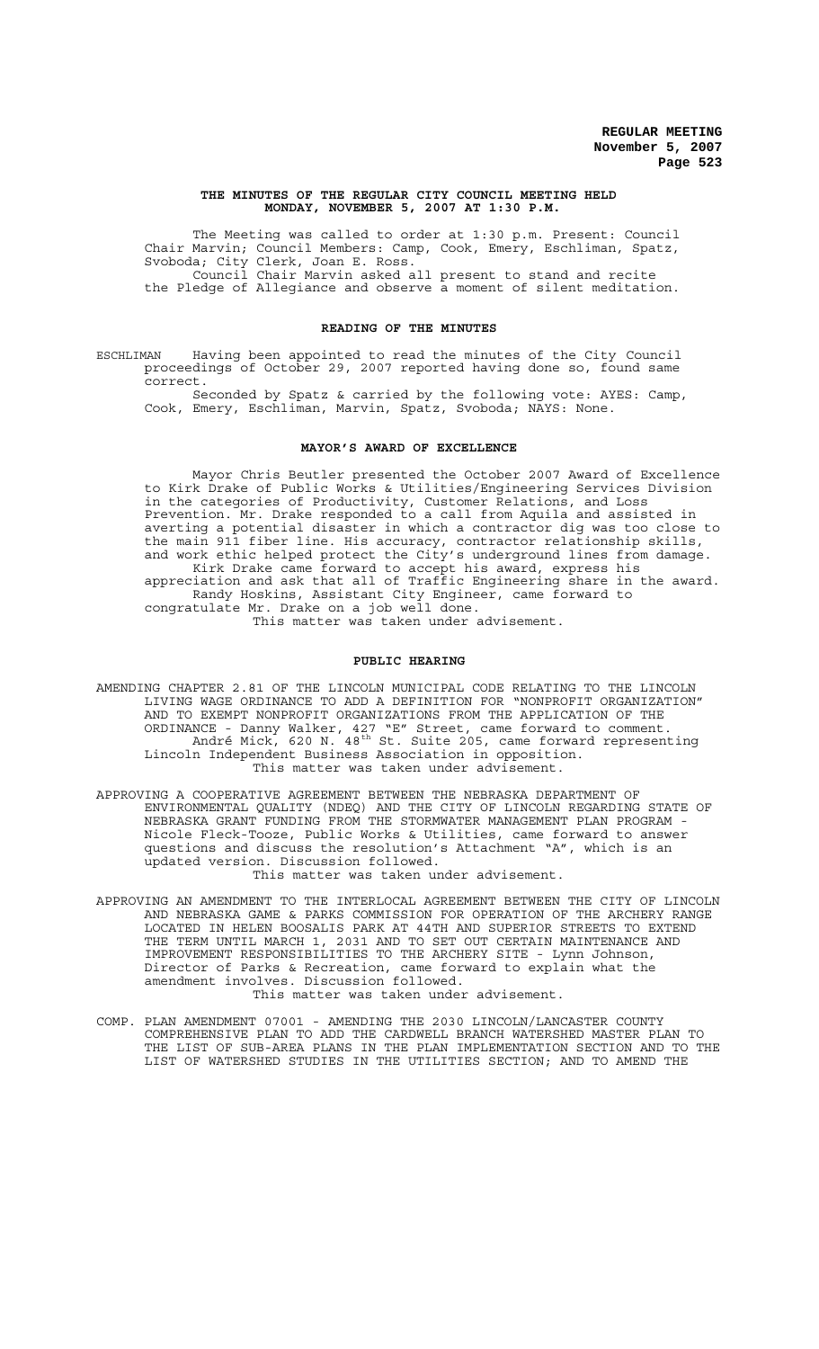**THE MINUTES OF THE REGULAR CITY COUNCIL MEETING HELD MONDAY, NOVEMBER 5, 2007 AT 1:30 P.M.**

The Meeting was called to order at 1:30 p.m. Present: Council Chair Marvin; Council Members: Camp, Cook, Emery, Eschliman, Spatz, Svoboda; City Clerk, Joan E. Ross.

Council Chair Marvin asked all present to stand and recite the Pledge of Allegiance and observe a moment of silent meditation.

## READING OF THE MINUTES

ESCHLIMAN Having been appointed to read the minutes of the City Council proceedings of October 29, 2007 reported having done so, found same correct.

Seconded by Spatz & carried by the following vote: AYES: Camp, Cook, Emery, Eschliman, Marvin, Spatz, Svoboda; NAYS: None.

## MAYOR'S AWARD OF EXCELLENCE

Mayor Chris Beutler presented the October 2007 Award of Excellence to Kirk Drake of Public Works & Utilities/Engineering Services Division in the categories of Productivity, Customer Relations, and Loss Prevention. Mr. Drake responded to a call from Aquila and assisted in averting a potential disaster in which a contractor dig was too close to the main 911 fiber line. His accuracy, contractor relationship skills, and work ethic helped protect the City's underground lines from damage.

Kirk Drake came forward to accept his award, express his appreciation and ask that all of Traffic Engineering share in the award.

Randy Hoskins, Assistant City Engineer, came forward to congratulate Mr. Drake on a job well done.

This matter was taken under advisement.

## PUBLIC HEARING

AMENDING CHAPTER 2.81 OF THE LINCOLN MUNICIPAL CODE RELATING TO THE LINCOLN LIVING WAGE ORDINANCE TO ADD A DEFINITION FOR "NONPROFIT ORGANIZATION" AND TO EXEMPT NONPROFIT ORGANIZATIONS FROM THE APPLICATION OF THE ORDINANCE - Danny Walker, 427 "E" Street, came forward to comment.

André Mick, 620 N. 48th St. Suite 205, came forward representing Lincoln Independent Business Association in opposition.

This matter was taken under advisement.

APPROVING A COOPERATIVE AGREEMENT BETWEEN THE NEBRASKA DEPARTMENT OF ENVIRONMENTAL QUALITY (NDEQ) AND THE CITY OF LINCOLN REGARDING STATE OF NEBRASKA GRANT FUNDING FROM THE STORMWATER MANAGEMENT PLAN PROGRAM - Nicole Fleck-Tooze, Public Works & Utilities, came forward to answer questions and discuss the resolution's Attachment "A", which is an updated version. Discussion followed.

This matter was taken under advisement.

APPROVING AN AMENDMENT TO THE INTERLOCAL AGREEMENT BETWEEN THE CITY OF LINCOLN AND NEBRASKA GAME & PARKS COMMISSION FOR OPERATION OF THE ARCHERY RANGE LOCATED IN HELEN BOOSALIS PARK AT 44TH AND SUPERIOR STREETS TO EXTEND THE TERM UNTIL MARCH 1, 2031 AND TO SET OUT CERTAIN MAINTENANCE AND IMPROVEMENT RESPONSIBILITIES TO THE ARCHERY SITE - Lynn Johnson, Director of Parks & Recreation, came forward to explain what the amendment involves. Discussion followed.

This matter was taken under advisement.

COMP. PLAN AMENDMENT 07001 - AMENDING THE 2030 LINCOLN/LANCASTER COUNTY COMPREHENSIVE PLAN TO ADD THE CARDWELL BRANCH WATERSHED MASTER PLAN TO THE LIST OF SUB-AREA PLANS IN THE PLAN IMPLEMENTATION SECTION AND TO THE LIST OF WATERSHED STUDIES IN THE UTILITIES SECTION; AND TO AMEND THE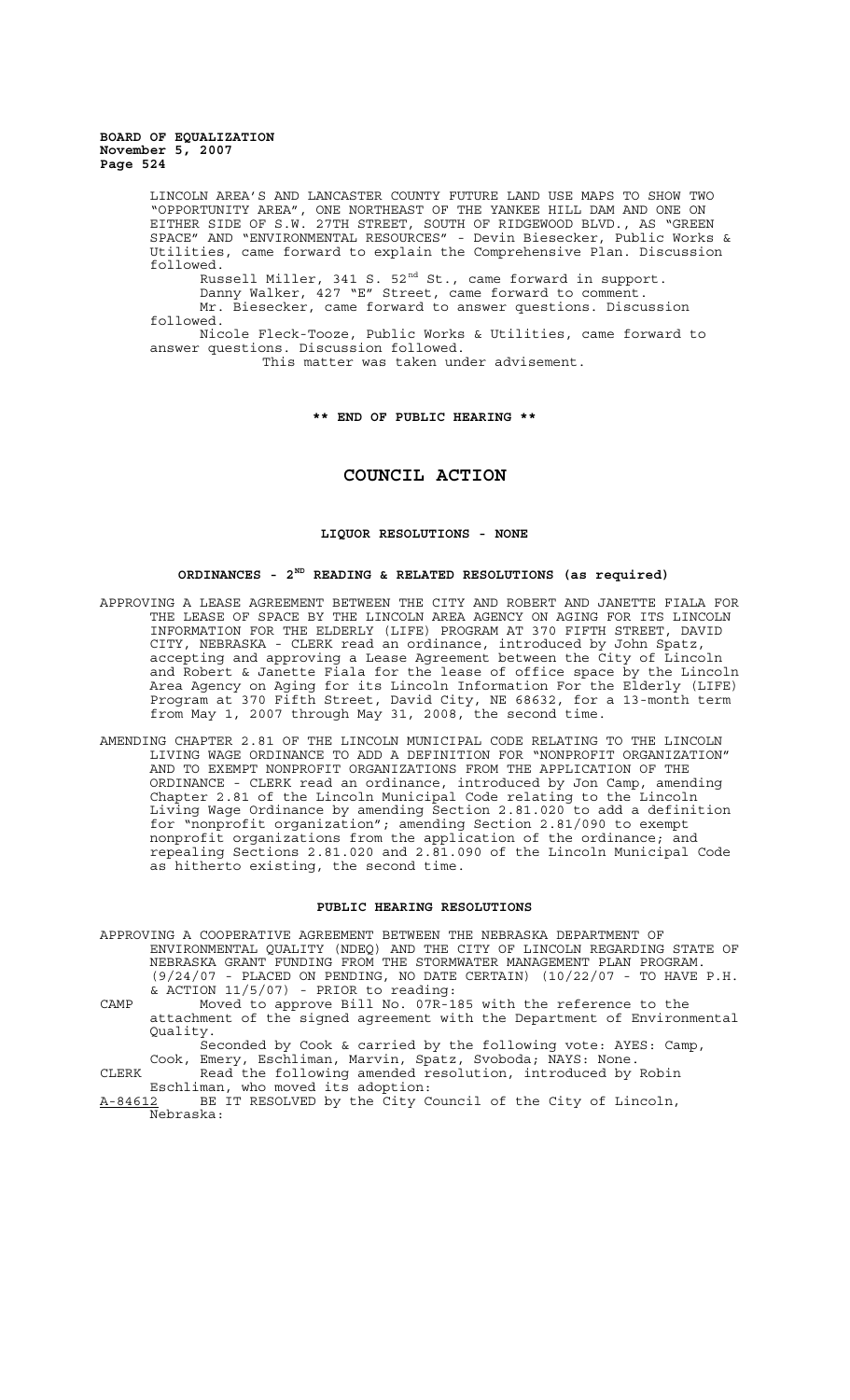LINCOLN AREA'S AND LANCASTER COUNTY FUTURE LAND USE MAPS TO SHOW TWO "OPPORTUNITY AREA", ONE NORTHEAST OF THE YANKEE HILL DAM AND ONE ON EITHER SIDE OF S.W. 27TH STREET, SOUTH OF RIDGEWOOD BLVD., AS "GREEN SPACE" AND "ENVIRONMENTAL RESOURCES" - Devin Biesecker, Public Works & Utilities, came forward to explain the Comprehensive Plan. Discussion followed.

Russell Miller, 341 S. 52nd St., came forward in support.

Danny Walker, 427 "E" Street, came forward to comment.

Mr. Biesecker, came forward to answer questions. Discussion followed.

Nicole Fleck-Tooze, Public Works & Utilities, came forward to answer questions. Discussion followed.

This matter was taken under advisement.

**\*\* END OF PUBLIC HEARING \*\***

## COUNCIL ACTION

**LIQUOR RESOLUTIONS - NONE**

**ORDINANCES - 2ND READING & RELATED RESOLUTIONS (as required)**

APPROVING A LEASE AGREEMENT BETWEEN THE CITY AND ROBERT AND JANETTE FIALA FOR THE LEASE OF SPACE BY THE LINCOLN AREA AGENCY ON AGING FOR ITS LINCOLN INFORMATION FOR THE ELDERLY (LIFE) PROGRAM AT 370 FIFTH STREET, DAVID CITY, NEBRASKA - CLERK read an ordinance, introduced by John Spatz, accepting and approving a Lease Agreement between the City of Lincoln and Robert & Janette Fiala for the lease of office space by the Lincoln Area Agency on Aging for its Lincoln Information For the Elderly (LIFE) Program at 370 Fifth Street, David City, NE 68632, for a 13-month term from May 1, 2007 through May 31, 2008, the second time.

AMENDING CHAPTER 2.81 OF THE LINCOLN MUNICIPAL CODE RELATING TO THE LINCOLN LIVING WAGE ORDINANCE TO ADD A DEFINITION FOR "NONPROFIT ORGANIZATION" AND TO EXEMPT NONPROFIT ORGANIZATIONS FROM THE APPLICATION OF THE ORDINANCE - CLERK read an ordinance, introduced by Jon Camp, amending Chapter 2.81 of the Lincoln Municipal Code relating to the Lincoln Living Wage Ordinance by amending Section 2.81.020 to add a definition for "nonprofit organization"; amending Section 2.81/090 to exempt nonprofit organizations from the application of the ordinance; and repealing Sections 2.81.020 and 2.81.090 of the Lincoln Municipal Code as hitherto existing, the second time.

**PUBLIC HEARING RESOLUTIONS**

APPROVING A COOPERATIVE AGREEMENT BETWEEN THE NEBRASKA DEPARTMENT OF ENVIRONMENTAL QUALITY (NDEQ) AND THE CITY OF LINCOLN REGARDING STATE OF NEBRASKA GRANT FUNDING FROM THE STORMWATER MANAGEMENT PLAN PROGRAM. (9/24/07 - PLACED ON PENDING, NO DATE CERTAIN) (10/22/07 - TO HAVE P.H. & ACTION 11/5/07) - PRIOR to reading:

CAMP Moved to approve Bill No. 07R-185 with the reference to the attachment of the signed agreement with the Department of Environmental Quality.

Seconded by Cook & carried by the following vote: AYES: Camp, Cook, Emery, Eschliman, Marvin, Spatz, Svoboda; NAYS: None.

CLERK Read the following amended resolution, introduced by Robin Eschliman, who moved its adoption:

A-84612 BE IT RESOLVED by the City Council of the City of Lincoln, Nebraska: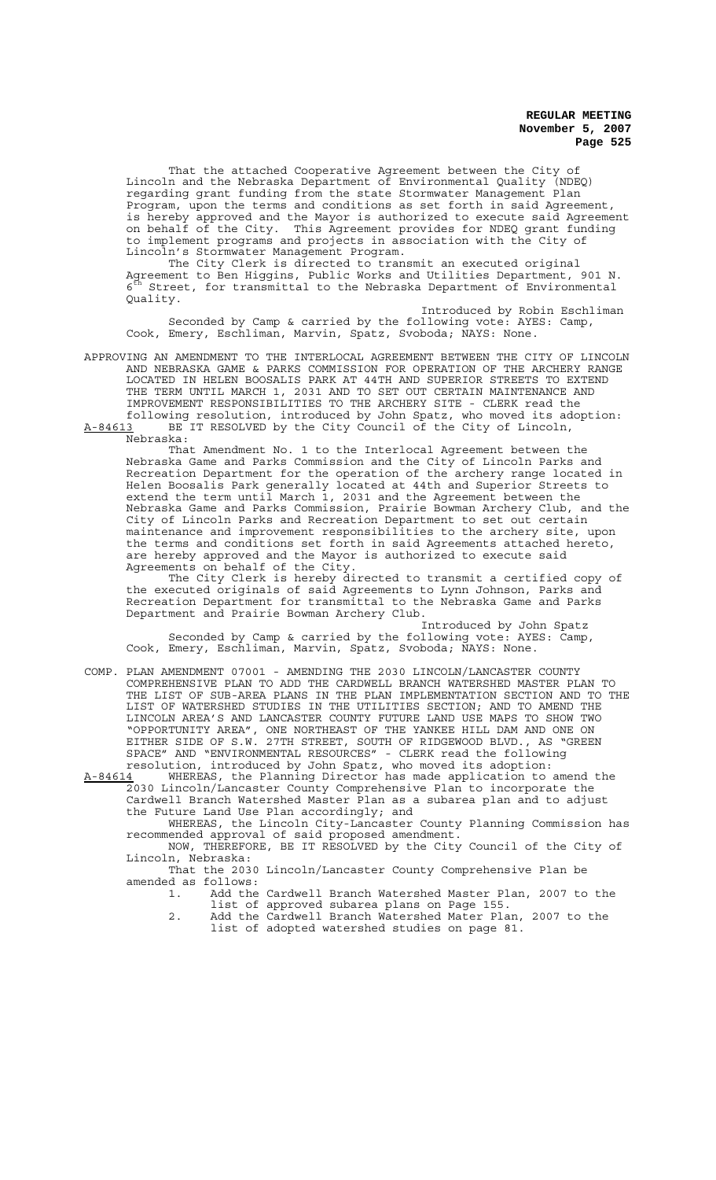That the attached Cooperative Agreement between the City of Lincoln and the Nebraska Department of Environmental Quality (NDEQ) regarding grant funding from the state Stormwater Management Plan Program, upon the terms and conditions as set forth in said Agreement, is hereby approved and the Mayor is authorized to execute said Agreement on behalf of the City. This Agreement provides for NDEQ grant funding to implement programs and projects in association with the City of Lincoln's Stormwater Management Program.

The City Clerk is directed to transmit an executed original Agreement to Ben Higgins, Public Works and Utilities Department, 901 N. 6th Street, for transmittal to the Nebraska Department of Environmental Quality.

Introduced by Robin Eschliman

Seconded by Camp & carried by the following vote: AYES: Camp, Cook, Emery, Eschliman, Marvin, Spatz, Svoboda; NAYS: None.

APPROVING AN AMENDMENT TO THE INTERLOCAL AGREEMENT BETWEEN THE CITY OF LINCOLN AND NEBRASKA GAME & PARKS COMMISSION FOR OPERATION OF THE ARCHERY RANGE LOCATED IN HELEN BOOSALIS PARK AT 44TH AND SUPERIOR STREETS TO EXTEND THE TERM UNTIL MARCH 1, 2031 AND TO SET OUT CERTAIN MAINTENANCE AND IMPROVEMENT RESPONSIBILITIES TO THE ARCHERY SITE - CLERK read the following resolution, introduced by John Spatz, who moved its adoption:

A-84613 BE IT RESOLVED by the City Council of the City of Lincoln, Nebraska:

That Amendment No. 1 to the Interlocal Agreement between the Nebraska Game and Parks Commission and the City of Lincoln Parks and Recreation Department for the operation of the archery range located in Helen Boosalis Park generally located at 44th and Superior Streets to extend the term until March 1, 2031 and the Agreement between the Nebraska Game and Parks Commission, Prairie Bowman Archery Club, and the City of Lincoln Parks and Recreation Department to set out certain maintenance and improvement responsibilities to the archery site, upon the terms and conditions set forth in said Agreements attached hereto, are hereby approved and the Mayor is authorized to execute said Agreements on behalf of the City.

The City Clerk is hereby directed to transmit a certified copy of the executed originals of said Agreements to Lynn Johnson, Parks and Recreation Department for transmittal to the Nebraska Game and Parks Department and Prairie Bowman Archery Club.

Introduced by John Spatz

Seconded by Camp & carried by the following vote: AYES: Camp, Cook, Emery, Eschliman, Marvin, Spatz, Svoboda; NAYS: None.

COMP. PLAN AMENDMENT 07001 - AMENDING THE 2030 LINCOLN/LANCASTER COUNTY COMPREHENSIVE PLAN TO ADD THE CARDWELL BRANCH WATERSHED MASTER PLAN TO THE LIST OF SUB-AREA PLANS IN THE PLAN IMPLEMENTATION SECTION AND TO THE LIST OF WATERSHED STUDIES IN THE UTILITIES SECTION; AND TO AMEND THE LINCOLN AREA'S AND LANCASTER COUNTY FUTURE LAND USE MAPS TO SHOW TWO "OPPORTUNITY AREA", ONE NORTHEAST OF THE YANKEE HILL DAM AND ONE ON EITHER SIDE OF S.W. 27TH STREET, SOUTH OF RIDGEWOOD BLVD., AS "GREEN SPACE" AND "ENVIRONMENTAL RESOURCES" - CLERK read the following resolution, introduced by John Spatz, who moved its adoption:

A-84614 WHEREAS, the Planning Director has made application to amend the 2030 Lincoln/Lancaster County Comprehensive Plan to incorporate the Cardwell Branch Watershed Master Plan as a subarea plan and to adjust the Future Land Use Plan accordingly; and

WHEREAS, the Lincoln City-Lancaster County Planning Commission has recommended approval of said proposed amendment.

NOW, THEREFORE, BE IT RESOLVED by the City Council of the City of Lincoln, Nebraska:

That the 2030 Lincoln/Lancaster County Comprehensive Plan be amended as follows:

1. Add the Cardwell Branch Watershed Master Plan, 2007 to the list of approved subarea plans on Page 155.
2. Add the Cardwell Branch Watershed Mater Plan, 2007 to the list of adopted watershed studies on page 81.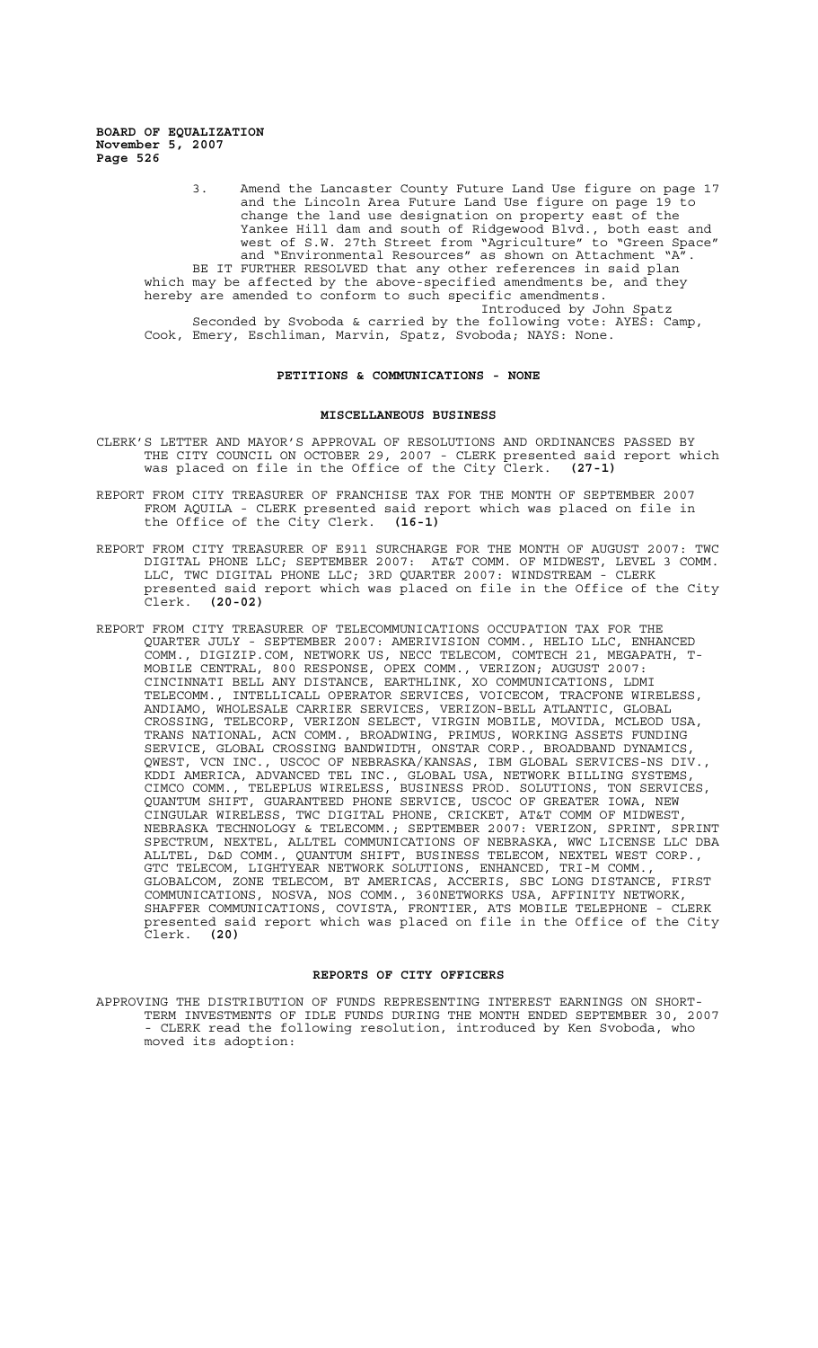3. Amend the Lancaster County Future Land Use figure on page 17 and the Lincoln Area Future Land Use figure on page 19 to change the land use designation on property east of the Yankee Hill dam and south of Ridgewood Blvd., both east and west of S.W. 27th Street from "Agriculture" to "Green Space" and "Environmental Resources" as shown on Attachment "A".

BE IT FURTHER RESOLVED that any other references in said plan which may be affected by the above-specified amendments be, and they hereby are amended to conform to such specific amendments.

Introduced by John Spatz

Seconded by Svoboda & carried by the following vote: AYES: Camp, Cook, Emery, Eschliman, Marvin, Spatz, Svoboda; NAYS: None.

## PETITIONS & COMMUNICATIONS - NONE

## MISCELLANEOUS BUSINESS

CLERK'S LETTER AND MAYOR'S APPROVAL OF RESOLUTIONS AND ORDINANCES PASSED BY THE CITY COUNCIL ON OCTOBER 29, 2007 - CLERK presented said report which was placed on file in the Office of the City Clerk. **(27-1)**

REPORT FROM CITY TREASURER OF FRANCHISE TAX FOR THE MONTH OF SEPTEMBER 2007 FROM AQUILA - CLERK presented said report which was placed on file in the Office of the City Clerk. **(16-1)**

REPORT FROM CITY TREASURER OF E911 SURCHARGE FOR THE MONTH OF AUGUST 2007: TWC DIGITAL PHONE LLC; SEPTEMBER 2007: AT&T COMM. OF MIDWEST, LEVEL 3 COMM. LLC, TWC DIGITAL PHONE LLC; 3RD QUARTER 2007: WINDSTREAM - CLERK presented said report which was placed on file in the Office of the City Clerk. **(20-02)**

REPORT FROM CITY TREASURER OF TELECOMMUNICATIONS OCCUPATION TAX FOR THE QUARTER JULY - SEPTEMBER 2007: AMERIVISION COMM., HELIO LLC, ENHANCED COMM., DIGIZIP.COM, NETWORK US, NECC TELECOM, COMTECH 21, MEGAPATH, T-MOBILE CENTRAL, 800 RESPONSE, OPEX COMM., VERIZON; AUGUST 2007: CINCINNATI BELL ANY DISTANCE, EARTHLINK, XO COMMUNICATIONS, LDMI TELECOMM., INTELLICALL OPERATOR SERVICES, VOICECOM, TRACFONE WIRELESS, ANDIAMO, WHOLESALE CARRIER SERVICES, VERIZON-BELL ATLANTIC, GLOBAL CROSSING, TELECORP, VERIZON SELECT, VIRGIN MOBILE, MOVIDA, MCLEOD USA, TRANS NATIONAL, ACN COMM., BROADWING, PRIMUS, WORKING ASSETS FUNDING SERVICE, GLOBAL CROSSING BANDWIDTH, ONSTAR CORP., BROADBAND DYNAMICS, QWEST, VCN INC., USCOC OF NEBRASKA/KANSAS, IBM GLOBAL SERVICES-NS DIV., KDDI AMERICA, ADVANCED TEL INC., GLOBAL USA, NETWORK BILLING SYSTEMS, CIMCO COMM., TELEPLUS WIRELESS, BUSINESS PROD. SOLUTIONS, TON SERVICES, QUANTUM SHIFT, GUARANTEED PHONE SERVICE, USCOC OF GREATER IOWA, NEW CINGULAR WIRELESS, TWC DIGITAL PHONE, CRICKET, AT&T COMM OF MIDWEST, NEBRASKA TECHNOLOGY & TELECOMM.; SEPTEMBER 2007: VERIZON, SPRINT, SPRINT SPECTRUM, NEXTEL, ALLTEL COMMUNICATIONS OF NEBRASKA, WWC LICENSE LLC DBA ALLTEL, D&D COMM., QUANTUM SHIFT, BUSINESS TELECOM, NEXTEL WEST CORP., GTC TELECOM, LIGHTYEAR NETWORK SOLUTIONS, ENHANCED, TRI-M COMM., GLOBALCOM, ZONE TELECOM, BT AMERICAS, ACCERIS, SBC LONG DISTANCE, FIRST COMMUNICATIONS, NOSVA, NOS COMM., 360NETWORKS USA, AFFINITY NETWORK, SHAFFER COMMUNICATIONS, COVISTA, FRONTIER, ATS MOBILE TELEPHONE - CLERK presented said report which was placed on file in the Office of the City Clerk. **(20)**

## REPORTS OF CITY OFFICERS

APPROVING THE DISTRIBUTION OF FUNDS REPRESENTING INTEREST EARNINGS ON SHORT-TERM INVESTMENTS OF IDLE FUNDS DURING THE MONTH ENDED SEPTEMBER 30, 2007 - CLERK read the following resolution, introduced by Ken Svoboda, who moved its adoption: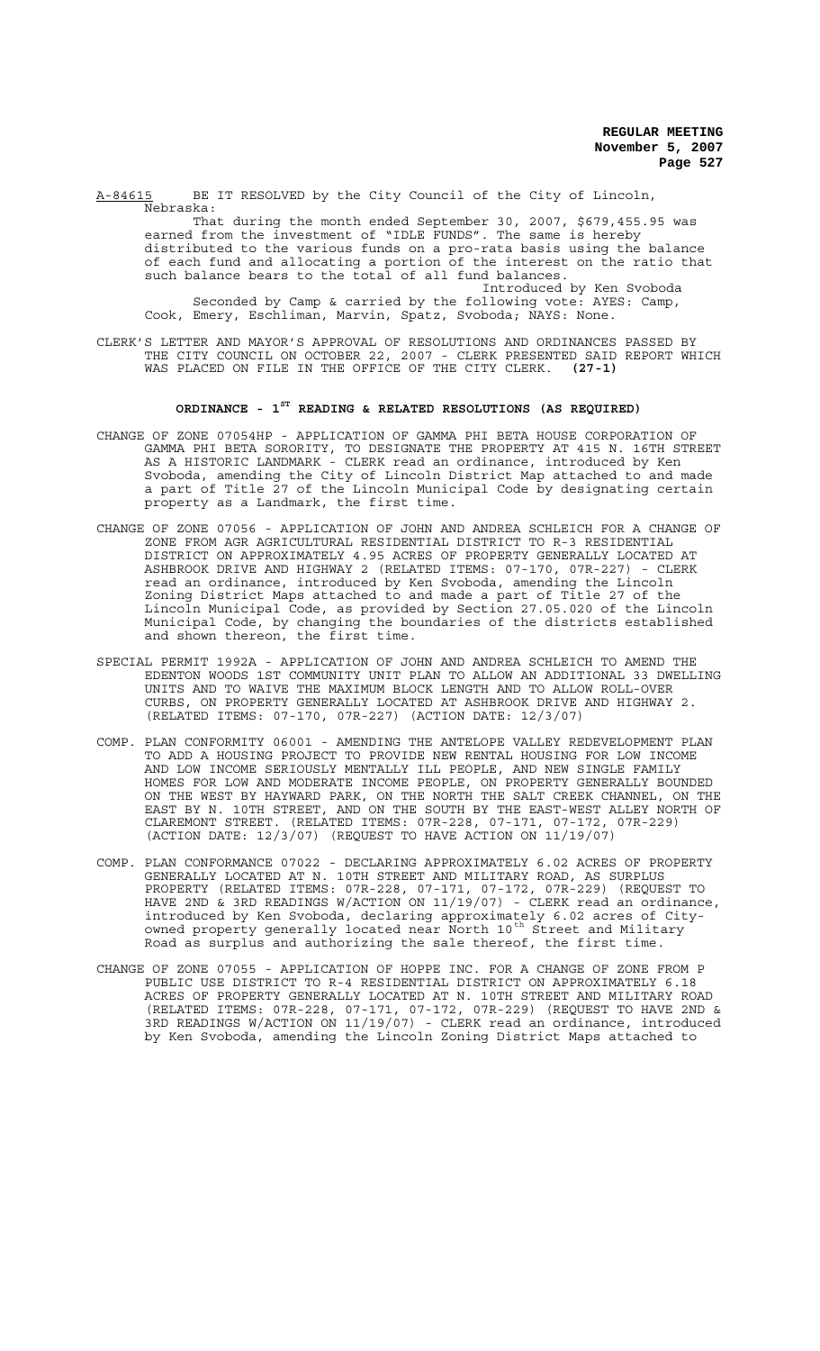A-84615 BE IT RESOLVED by the City Council of the City of Lincoln, Nebraska:

That during the month ended September 30, 2007, $679,455.95 was earned from the investment of "IDLE FUNDS". The same is hereby distributed to the various funds on a pro-rata basis using the balance of each fund and allocating a portion of the interest on the ratio that such balance bears to the total of all fund balances.

Introduced by Ken Svoboda

Seconded by Camp & carried by the following vote: AYES: Camp, Cook, Emery, Eschliman, Marvin, Spatz, Svoboda; NAYS: None.

CLERK'S LETTER AND MAYOR'S APPROVAL OF RESOLUTIONS AND ORDINANCES PASSED BY THE CITY COUNCIL ON OCTOBER 22, 2007 - CLERK presented said report which was placed on file in the Office of the City Clerk. **(27-1)**

## ORDINANCE - 1ST READING & RELATED RESOLUTIONS (AS REQUIRED)

CHANGE OF ZONE 07054HP - APPLICATION OF GAMMA PHI BETA HOUSE CORPORATION OF GAMMA PHI BETA SORORITY, TO DESIGNATE THE PROPERTY AT 415 N. 16TH STREET AS A HISTORIC LANDMARK - CLERK read an ordinance, introduced by Ken Svoboda, amending the City of Lincoln District Map attached to and made a part of Title 27 of the Lincoln Municipal Code by designating certain property as a Landmark, the first time.

CHANGE OF ZONE 07056 - APPLICATION OF JOHN AND ANDREA SCHLEICH FOR A CHANGE OF ZONE FROM AGR AGRICULTURAL RESIDENTIAL DISTRICT TO R-3 RESIDENTIAL DISTRICT ON APPROXIMATELY 4.95 ACRES OF PROPERTY GENERALLY LOCATED AT ASHBROOK DRIVE AND HIGHWAY 2 (RELATED ITEMS: 07-170, 07R-227) - CLERK read an ordinance, introduced by Ken Svoboda, amending the Lincoln Zoning District Maps attached to and made a part of Title 27 of the Lincoln Municipal Code, as provided by Section 27.05.020 of the Lincoln Municipal Code, by changing the boundaries of the districts established and shown thereon, the first time.

SPECIAL PERMIT 1992A - APPLICATION OF JOHN AND ANDREA SCHLEICH TO AMEND THE EDENTON WOODS 1ST COMMUNITY UNIT PLAN TO ALLOW AN ADDITIONAL 33 DWELLING UNITS AND TO WAIVE THE MAXIMUM BLOCK LENGTH AND TO ALLOW ROLL-OVER CURBS, ON PROPERTY GENERALLY LOCATED AT ASHBROOK DRIVE AND HIGHWAY 2. (RELATED ITEMS: 07-170, 07R-227) (ACTION DATE: 12/3/07)

COMP. PLAN CONFORMITY 06001 - AMENDING THE ANTELOPE VALLEY REDEVELOPMENT PLAN TO ADD A HOUSING PROJECT TO PROVIDE NEW RENTAL HOUSING FOR LOW INCOME AND LOW INCOME SERIOUSLY MENTALLY ILL PEOPLE, AND NEW SINGLE FAMILY HOMES FOR LOW AND MODERATE INCOME PEOPLE, ON PROPERTY GENERALLY BOUNDED ON THE WEST BY HAYWARD PARK, ON THE NORTH THE SALT CREEK CHANNEL, ON THE EAST BY N. 10TH STREET, AND ON THE SOUTH BY THE EAST-WEST ALLEY NORTH OF CLAREMONT STREET. (RELATED ITEMS: 07R-228, 07-171, 07-172, 07R-229) (ACTION DATE: 12/3/07) (REQUEST TO HAVE ACTION ON 11/19/07)

COMP. PLAN CONFORMANCE 07022 - DECLARING APPROXIMATELY 6.02 ACRES OF PROPERTY GENERALLY LOCATED AT N. 10TH STREET AND MILITARY ROAD, AS SURPLUS PROPERTY (RELATED ITEMS: 07R-228, 07-171, 07-172, 07R-229) (REQUEST TO HAVE 2ND & 3RD READINGS W/ACTION ON 11/19/07) - CLERK read an ordinance, introduced by Ken Svoboda, declaring approximately 6.02 acres of City-owned property generally located near North 10th Street and Military Road as surplus and authorizing the sale thereof, the first time.

CHANGE OF ZONE 07055 - APPLICATION OF HOPPE INC. FOR A CHANGE OF ZONE FROM P PUBLIC USE DISTRICT TO R-4 RESIDENTIAL DISTRICT ON APPROXIMATELY 6.18 ACRES OF PROPERTY GENERALLY LOCATED AT N. 10TH STREET AND MILITARY ROAD (RELATED ITEMS: 07R-228, 07-171, 07-172, 07R-229) (REQUEST TO HAVE 2ND & 3RD READINGS W/ACTION ON 11/19/07) - CLERK read an ordinance, introduced by Ken Svoboda, amending the Lincoln Zoning District Maps attached to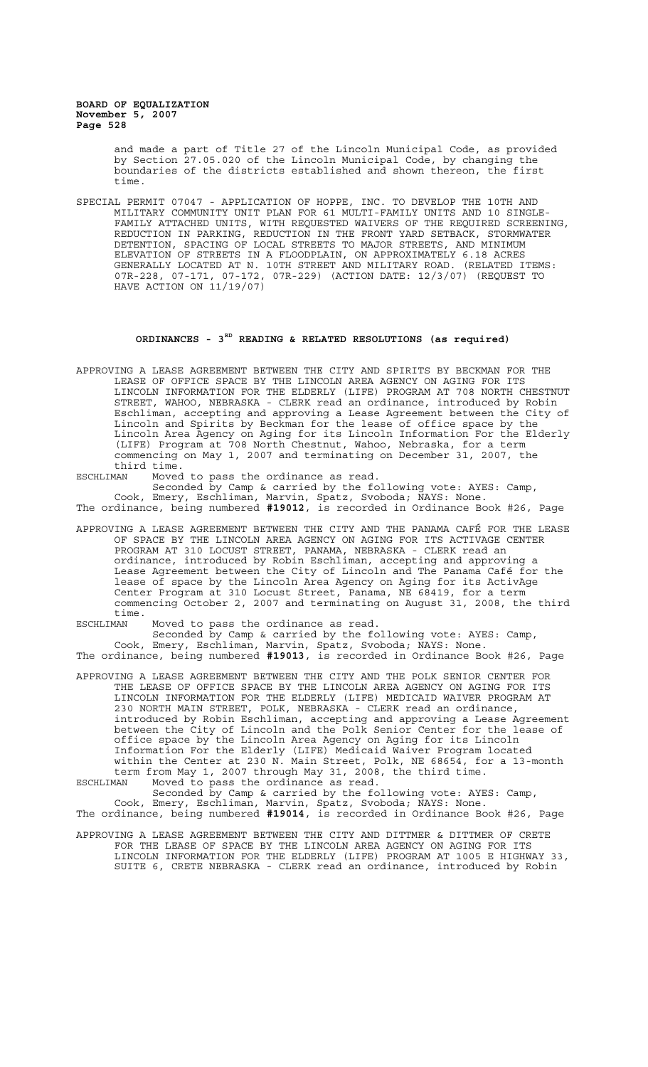and made a part of Title 27 of the Lincoln Municipal Code, as provided by Section 27.05.020 of the Lincoln Municipal Code, by changing the boundaries of the districts established and shown thereon, the first time.

SPECIAL PERMIT 07047 - APPLICATION OF HOPPE, INC. TO DEVELOP THE 10TH AND MILITARY COMMUNITY UNIT PLAN FOR 61 MULTI-FAMILY UNITS AND 10 SINGLE-FAMILY ATTACHED UNITS, WITH REQUESTED WAIVERS OF THE REQUIRED SCREENING, REDUCTION IN PARKING, REDUCTION IN THE FRONT YARD SETBACK, STORMWATER DETENTION, SPACING OF LOCAL STREETS TO MAJOR STREETS, AND MINIMUM ELEVATION OF STREETS IN A FLOODPLAIN, ON APPROXIMATELY 6.18 ACRES GENERALLY LOCATED AT N. 10TH STREET AND MILITARY ROAD. (RELATED ITEMS: 07R-228, 07-171, 07-172, 07R-229) (ACTION DATE: 12/3/07) (REQUEST TO HAVE ACTION ON 11/19/07)

## ORDINANCES - 3RD READING & RELATED RESOLUTIONS (as required)

APPROVING A LEASE AGREEMENT BETWEEN THE CITY AND SPIRITS BY BECKMAN FOR THE LEASE OF OFFICE SPACE BY THE LINCOLN AREA AGENCY ON AGING FOR ITS LINCOLN INFORMATION FOR THE ELDERLY (LIFE) PROGRAM AT 708 NORTH CHESTNUT STREET, WAHOO, NEBRASKA - CLERK read an ordinance, introduced by Robin Eschliman, accepting and approving a Lease Agreement between the City of Lincoln and Spirits by Beckman for the lease of office space by the Lincoln Area Agency on Aging for its Lincoln Information For the Elderly (LIFE) Program at 708 North Chestnut, Wahoo, Nebraska, for a term commencing on May 1, 2007 and terminating on December 31, 2007, the third time.

ESCHLIMAN Moved to pass the ordinance as read.

Seconded by Camp & carried by the following vote: AYES: Camp, Cook, Emery, Eschliman, Marvin, Spatz, Svoboda; NAYS: None.

The ordinance, being numbered **#19012**, is recorded in Ordinance Book #26, Page

APPROVING A LEASE AGREEMENT BETWEEN THE CITY AND THE PANAMA CAFÉ FOR THE LEASE OF SPACE BY THE LINCOLN AREA AGENCY ON AGING FOR ITS ACTIVAGE CENTER PROGRAM AT 310 LOCUST STREET, PANAMA, NEBRASKA - CLERK read an ordinance, introduced by Robin Eschliman, accepting and approving a Lease Agreement between the City of Lincoln and The Panama Café for the lease of space by the Lincoln Area Agency on Aging for its ActivAge Center Program at 310 Locust Street, Panama, NE 68419, for a term commencing October 2, 2007 and terminating on August 31, 2008, the third time.

ESCHLIMAN Moved to pass the ordinance as read.

Seconded by Camp & carried by the following vote: AYES: Camp, Cook, Emery, Eschliman, Marvin, Spatz, Svoboda; NAYS: None.

The ordinance, being numbered **#19013**, is recorded in Ordinance Book #26, Page

APPROVING A LEASE AGREEMENT BETWEEN THE CITY AND THE POLK SENIOR CENTER FOR THE LEASE OF OFFICE SPACE BY THE LINCOLN AREA AGENCY ON AGING FOR ITS LINCOLN INFORMATION FOR THE ELDERLY (LIFE) MEDICAID WAIVER PROGRAM AT 230 NORTH MAIN STREET, POLK, NEBRASKA - CLERK read an ordinance, introduced by Robin Eschliman, accepting and approving a Lease Agreement between the City of Lincoln and the Polk Senior Center for the lease of office space by the Lincoln Area Agency on Aging for its Lincoln Information For the Elderly (LIFE) Medicaid Waiver Program located within the Center at 230 N. Main Street, Polk, NE 68654, for a 13-month term from May 1, 2007 through May 31, 2008, the third time.

ESCHLIMAN Moved to pass the ordinance as read.

Seconded by Camp & carried by the following vote: AYES: Camp, Cook, Emery, Eschliman, Marvin, Spatz, Svoboda; NAYS: None.

The ordinance, being numbered **#19014**, is recorded in Ordinance Book #26, Page

APPROVING A LEASE AGREEMENT BETWEEN THE CITY AND DITTMER & DITTMER OF CRETE FOR THE LEASE OF SPACE BY THE LINCOLN AREA AGENCY ON AGING FOR ITS LINCOLN INFORMATION FOR THE ELDERLY (LIFE) PROGRAM AT 1005 E HIGHWAY 33, SUITE 6, CRETE NEBRASKA - CLERK read an ordinance, introduced by Robin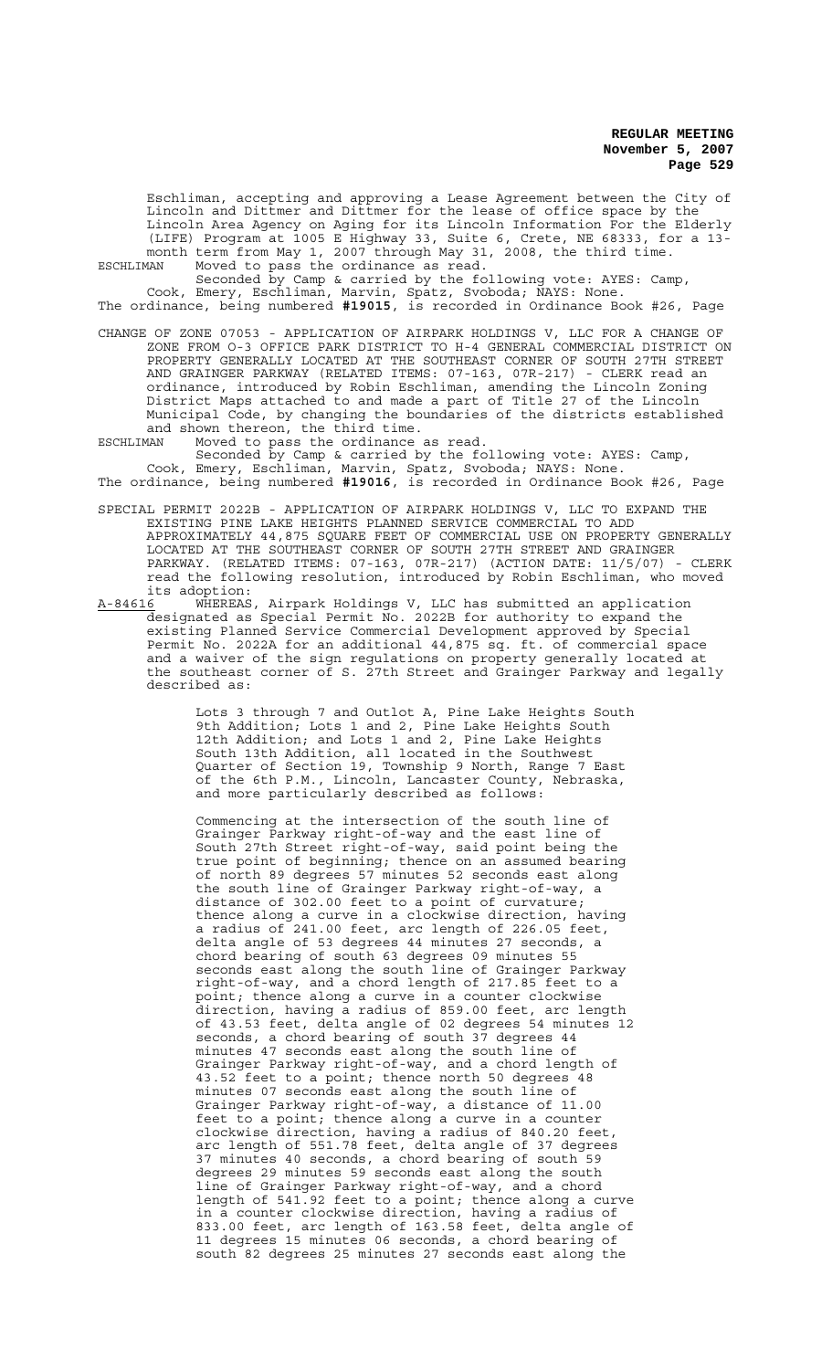Eschliman, accepting and approving a Lease Agreement between the City of Lincoln and Dittmer and Dittmer for the lease of office space by the Lincoln Area Agency on Aging for its Lincoln Information For the Elderly (LIFE) Program at 1005 E Highway 33, Suite 6, Crete, NE 68333, for a 13-month term from May 1, 2007 through May 31, 2008, the third time.

ESCHLIMAN Moved to pass the ordinance as read.

Seconded by Camp & carried by the following vote: AYES: Camp, Cook, Emery, Eschliman, Marvin, Spatz, Svoboda; NAYS: None.

The ordinance, being numbered **#19015**, is recorded in Ordinance Book #26, Page

CHANGE OF ZONE 07053 - APPLICATION OF AIRPARK HOLDINGS V, LLC FOR A CHANGE OF ZONE FROM O-3 OFFICE PARK DISTRICT TO H-4 GENERAL COMMERCIAL DISTRICT ON PROPERTY GENERALLY LOCATED AT THE SOUTHEAST CORNER OF SOUTH 27TH STREET AND GRAINGER PARKWAY (RELATED ITEMS: 07-163, 07R-217) - CLERK read an ordinance, introduced by Robin Eschliman, amending the Lincoln Zoning District Maps attached to and made a part of Title 27 of the Lincoln Municipal Code, by changing the boundaries of the districts established and shown thereon, the third time.

ESCHLIMAN Moved to pass the ordinance as read.

Seconded by Camp & carried by the following vote: AYES: Camp, Cook, Emery, Eschliman, Marvin, Spatz, Svoboda; NAYS: None.

The ordinance, being numbered **#19016**, is recorded in Ordinance Book #26, Page

SPECIAL PERMIT 2022B - APPLICATION OF AIRPARK HOLDINGS V, LLC TO EXPAND THE EXISTING PINE LAKE HEIGHTS PLANNED SERVICE COMMERCIAL TO ADD APPROXIMATELY 44,875 SQUARE FEET OF COMMERCIAL USE ON PROPERTY GENERALLY LOCATED AT THE SOUTHEAST CORNER OF SOUTH 27TH STREET AND GRAINGER PARKWAY. (RELATED ITEMS: 07-163, 07R-217) (ACTION DATE: 11/5/07) - CLERK read the following resolution, introduced by Robin Eschliman, who moved its adoption:

A-84616 WHEREAS, Airpark Holdings V, LLC has submitted an application designated as Special Permit No. 2022B for authority to expand the existing Planned Service Commercial Development approved by Special Permit No. 2022A for an additional 44,875 sq. ft. of commercial space and a waiver of the sign regulations on property generally located at the southeast corner of S. 27th Street and Grainger Parkway and legally described as:

> Lots 3 through 7 and Outlot A, Pine Lake Heights South 9th Addition; Lots 1 and 2, Pine Lake Heights South 12th Addition; and Lots 1 and 2, Pine Lake Heights South 13th Addition, all located in the Southwest Quarter of Section 19, Township 9 North, Range 7 East of the 6th P.M., Lincoln, Lancaster County, Nebraska, and more particularly described as follows:
>
> Commencing at the intersection of the south line of Grainger Parkway right-of-way and the east line of South 27th Street right-of-way, said point being the true point of beginning; thence on an assumed bearing of north 89 degrees 57 minutes 52 seconds east along the south line of Grainger Parkway right-of-way, a distance of 302.00 feet to a point of curvature; thence along a curve in a clockwise direction, having a radius of 241.00 feet, arc length of 226.05 feet, delta angle of 53 degrees 44 minutes 27 seconds, a chord bearing of south 63 degrees 09 minutes 55 seconds east along the south line of Grainger Parkway right-of-way, and a chord length of 217.85 feet to a point; thence along a curve in a counter clockwise direction, having a radius of 859.00 feet, arc length of 43.53 feet, delta angle of 02 degrees 54 minutes 12 seconds, a chord bearing of south 37 degrees 44 minutes 47 seconds east along the south line of Grainger Parkway right-of-way, and a chord length of 43.52 feet to a point; thence north 50 degrees 48 minutes 07 seconds east along the south line of Grainger Parkway right-of-way, a distance of 11.00 feet to a point; thence along a curve in a counter clockwise direction, having a radius of 840.20 feet, arc length of 551.78 feet, delta angle of 37 degrees 37 minutes 40 seconds, a chord bearing of south 59 degrees 29 minutes 59 seconds east along the south line of Grainger Parkway right-of-way, and a chord length of 541.92 feet to a point; thence along a curve in a counter clockwise direction, having a radius of 833.00 feet, arc length of 163.58 feet, delta angle of 11 degrees 15 minutes 06 seconds, a chord bearing of south 82 degrees 25 minutes 27 seconds east along the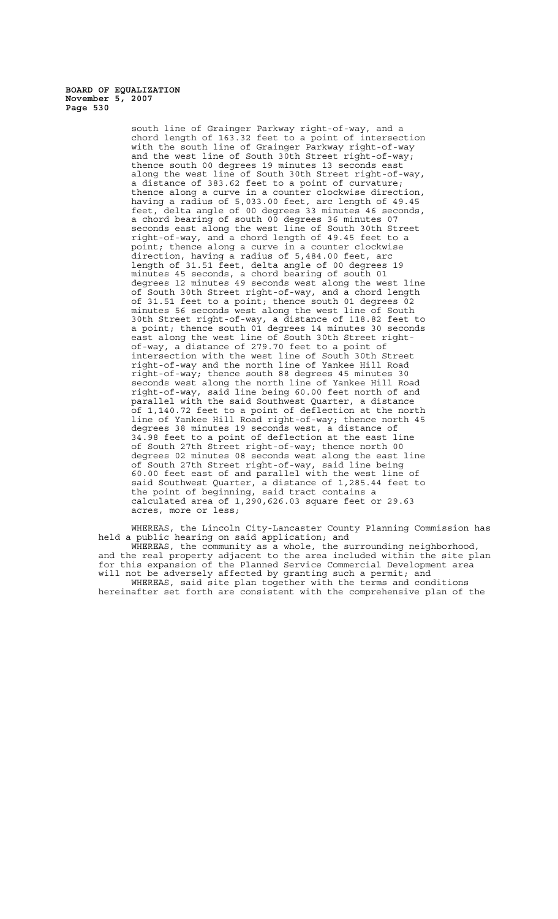south line of Grainger Parkway right-of-way, and a chord length of 163.32 feet to a point of intersection with the south line of Grainger Parkway right-of-way and the west line of South 30th Street right-of-way; thence south 00 degrees 19 minutes 13 seconds east along the west line of South 30th Street right-of-way, a distance of 383.62 feet to a point of curvature; thence along a curve in a counter clockwise direction, having a radius of 5,033.00 feet, arc length of 49.45 feet, delta angle of 00 degrees 33 minutes 46 seconds, a chord bearing of south 00 degrees 36 minutes 07 seconds east along the west line of South 30th Street right-of-way, and a chord length of 49.45 feet to a point; thence along a curve in a counter clockwise direction, having a radius of 5,484.00 feet, arc length of 31.51 feet, delta angle of 00 degrees 19 minutes 45 seconds, a chord bearing of south 01 degrees 12 minutes 49 seconds west along the west line of South 30th Street right-of-way, and a chord length of 31.51 feet to a point; thence south 01 degrees 02 minutes 56 seconds west along the west line of South 30th Street right-of-way, a distance of 118.82 feet to a point; thence south 01 degrees 14 minutes 30 seconds east along the west line of South 30th Street right-of-way, a distance of 279.70 feet to a point of intersection with the west line of South 30th Street right-of-way and the north line of Yankee Hill Road right-of-way; thence south 88 degrees 45 minutes 30 seconds west along the north line of Yankee Hill Road right-of-way, said line being 60.00 feet north of and parallel with the said Southwest Quarter, a distance of 1,140.72 feet to a point of deflection at the north line of Yankee Hill Road right-of-way; thence north 45 degrees 38 minutes 19 seconds west, a distance of 34.98 feet to a point of deflection at the east line of South 27th Street right-of-way; thence north 00 degrees 02 minutes 08 seconds west along the east line of South 27th Street right-of-way, said line being 60.00 feet east of and parallel with the west line of said Southwest Quarter, a distance of 1,285.44 feet to the point of beginning, said tract contains a calculated area of 1,290,626.03 square feet or 29.63 acres, more or less;

WHEREAS, the Lincoln City-Lancaster County Planning Commission has held a public hearing on said application; and

WHEREAS, the community as a whole, the surrounding neighborhood, and the real property adjacent to the area included within the site plan for this expansion of the Planned Service Commercial Development area will not be adversely affected by granting such a permit; and

WHEREAS, said site plan together with the terms and conditions hereinafter set forth are consistent with the comprehensive plan of the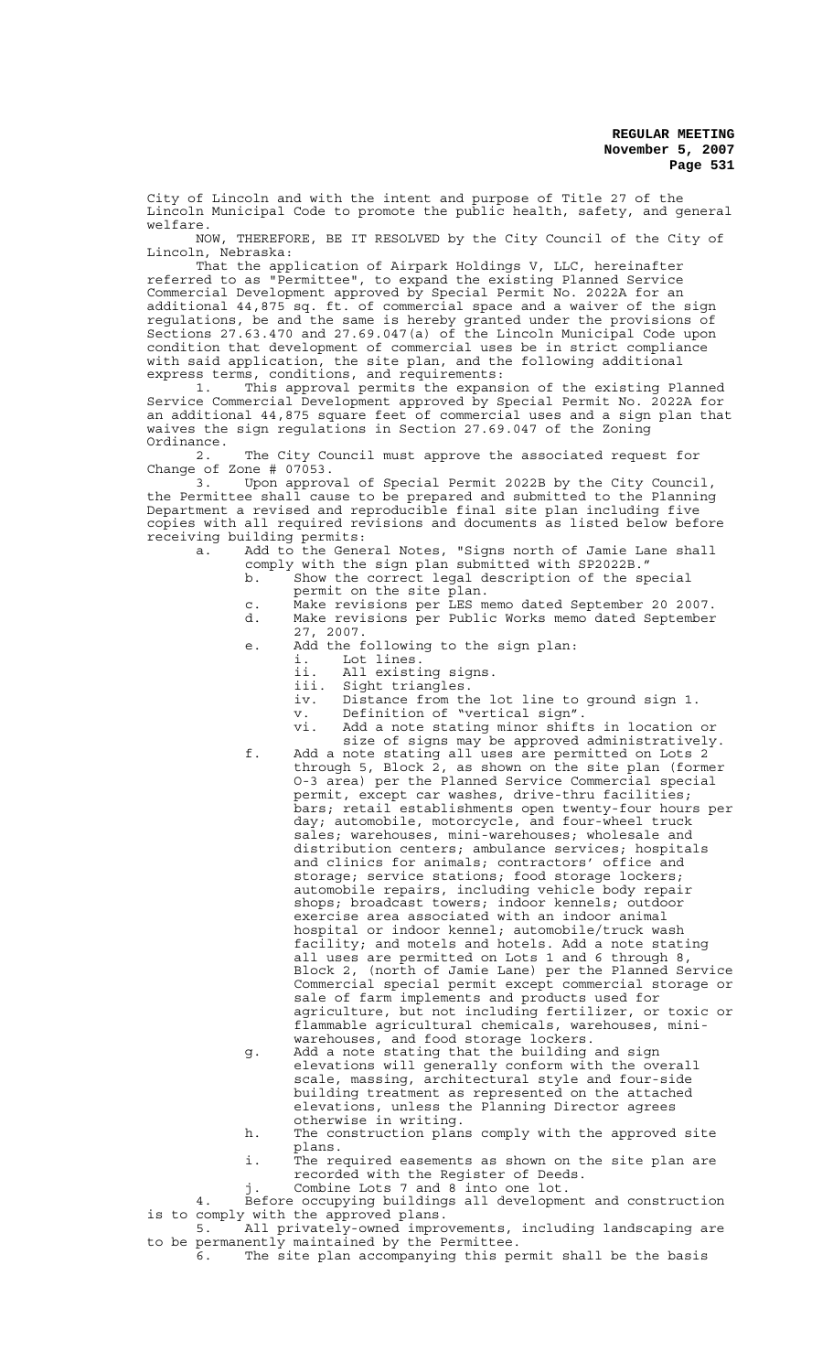City of Lincoln and with the intent and purpose of Title 27 of the Lincoln Municipal Code to promote the public health, safety, and general welfare.

NOW, THEREFORE, BE IT RESOLVED by the City Council of the City of Lincoln, Nebraska:

That the application of Airpark Holdings V, LLC, hereinafter referred to as "Permittee", to expand the existing Planned Service Commercial Development approved by Special Permit No. 2022A for an additional 44,875 sq. ft. of commercial space and a waiver of the sign regulations, be and the same is hereby granted under the provisions of Sections 27.63.470 and 27.69.047(a) of the Lincoln Municipal Code upon condition that development of commercial uses be in strict compliance with said application, the site plan, and the following additional express terms, conditions, and requirements:

1. This approval permits the expansion of the existing Planned Service Commercial Development approved by Special Permit No. 2022A for an additional 44,875 square feet of commercial uses and a sign plan that waives the sign regulations in Section 27.69.047 of the Zoning Ordinance.

2. The City Council must approve the associated request for Change of Zone # 07053.

3. Upon approval of Special Permit 2022B by the City Council, the Permittee shall cause to be prepared and submitted to the Planning Department a revised and reproducible final site plan including five copies with all required revisions and documents as listed below before receiving building permits:

   a. Add to the General Notes, "Signs north of Jamie Lane shall comply with the sign plan submitted with SP2022B."
   b. Show the correct legal description of the special permit on the site plan.
   c. Make revisions per LES memo dated September 20 2007.
   d. Make revisions per Public Works memo dated September 27, 2007.
   e. Add the following to the sign plan:
      i. Lot lines.
      ii. All existing signs.
      iii. Sight triangles.
      iv. Distance from the lot line to ground sign 1.
      v. Definition of "vertical sign".
      vi. Add a note stating minor shifts in location or size of signs may be approved administratively.
   f. Add a note stating all uses are permitted on Lots 2 through 5, Block 2, as shown on the site plan (former O-3 area) per the Planned Service Commercial special permit, except car washes, drive-thru facilities; bars; retail establishments open twenty-four hours per day; automobile, motorcycle, and four-wheel truck sales; warehouses, mini-warehouses; wholesale and distribution centers; ambulance services; hospitals and clinics for animals; contractors' office and storage; service stations; food storage lockers; automobile repairs, including vehicle body repair shops; broadcast towers; indoor kennels; outdoor exercise area associated with an indoor animal hospital or indoor kennel; automobile/truck wash facility; and motels and hotels. Add a note stating all uses are permitted on Lots 1 and 6 through 8, Block 2, (north of Jamie Lane) per the Planned Service Commercial special permit except commercial storage or sale of farm implements and products used for agriculture, but not including fertilizer, or toxic or flammable agricultural chemicals, warehouses, mini-warehouses, and food storage lockers.
   g. Add a note stating that the building and sign elevations will generally conform with the overall scale, massing, architectural style and four-side building treatment as represented on the attached elevations, unless the Planning Director agrees otherwise in writing.
   h. The construction plans comply with the approved site plans.
   i. The required easements as shown on the site plan are recorded with the Register of Deeds.
   j. Combine Lots 7 and 8 into one lot.

4. Before occupying buildings all development and construction is to comply with the approved plans.

5. All privately-owned improvements, including landscaping are to be permanently maintained by the Permittee.

6. The site plan accompanying this permit shall be the basis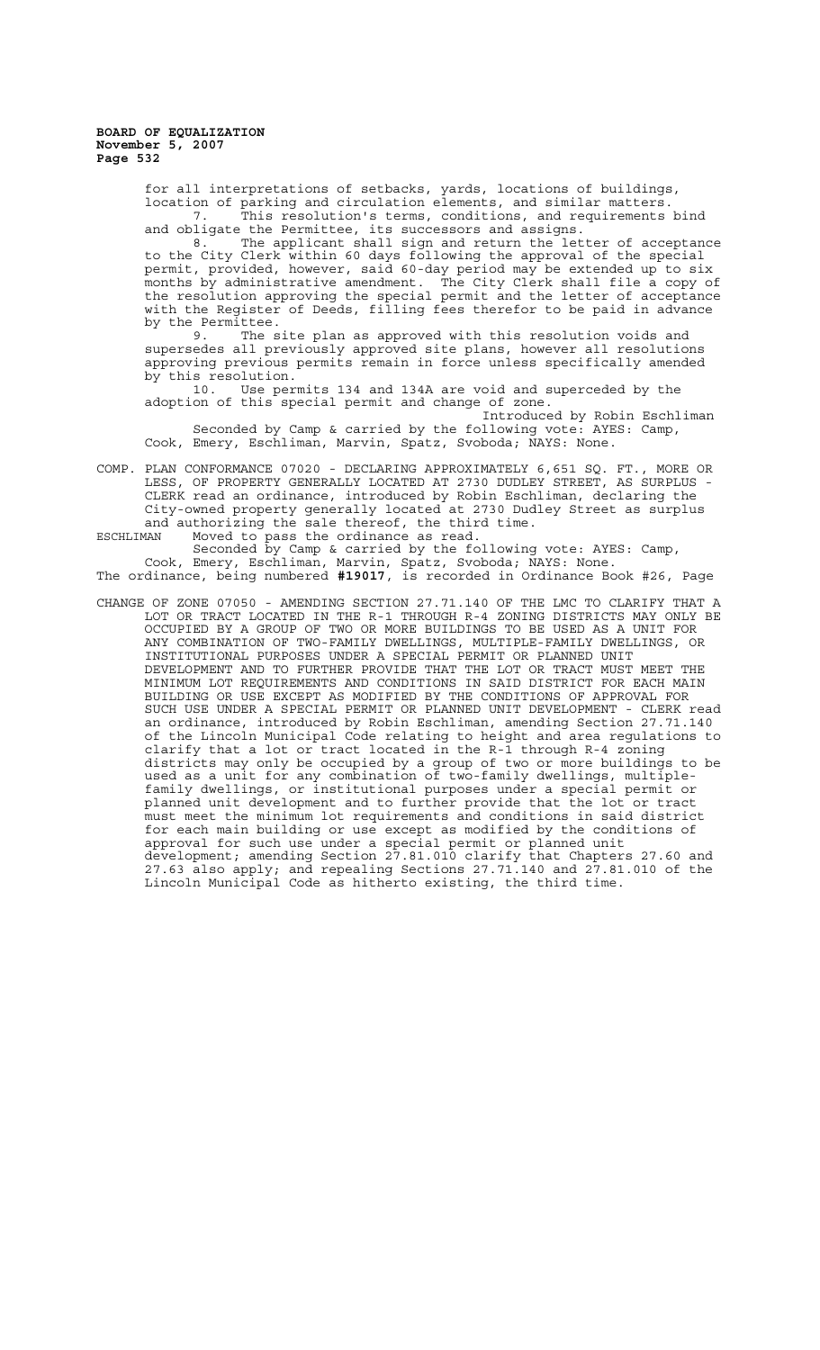for all interpretations of setbacks, yards, locations of buildings, location of parking and circulation elements, and similar matters.

7. This resolution's terms, conditions, and requirements bind and obligate the Permittee, its successors and assigns.

8. The applicant shall sign and return the letter of acceptance to the City Clerk within 60 days following the approval of the special permit, provided, however, said 60-day period may be extended up to six months by administrative amendment. The City Clerk shall file a copy of the resolution approving the special permit and the letter of acceptance with the Register of Deeds, filling fees therefor to be paid in advance by the Permittee.

9. The site plan as approved with this resolution voids and supersedes all previously approved site plans, however all resolutions approving previous permits remain in force unless specifically amended by this resolution.

10. Use permits 134 and 134A are void and superceded by the adoption of this special permit and change of zone.

Introduced by Robin Eschliman

Seconded by Camp & carried by the following vote: AYES: Camp, Cook, Emery, Eschliman, Marvin, Spatz, Svoboda; NAYS: None.

COMP. PLAN CONFORMANCE 07020 - DECLARING APPROXIMATELY 6,651 SQ. FT., MORE OR LESS, OF PROPERTY GENERALLY LOCATED AT 2730 DUDLEY STREET, AS SURPLUS - CLERK read an ordinance, introduced by Robin Eschliman, declaring the City-owned property generally located at 2730 Dudley Street as surplus and authorizing the sale thereof, the third time.

ESCHLIMAN Moved to pass the ordinance as read.

Seconded by Camp & carried by the following vote: AYES: Camp, Cook, Emery, Eschliman, Marvin, Spatz, Svoboda; NAYS: None.

The ordinance, being numbered **#19017**, is recorded in Ordinance Book #26, Page

CHANGE OF ZONE 07050 - AMENDING SECTION 27.71.140 OF THE LMC TO CLARIFY THAT A LOT OR TRACT LOCATED IN THE R-1 THROUGH R-4 ZONING DISTRICTS MAY ONLY BE OCCUPIED BY A GROUP OF TWO OR MORE BUILDINGS TO BE USED AS A UNIT FOR ANY COMBINATION OF TWO-FAMILY DWELLINGS, MULTIPLE-FAMILY DWELLINGS, OR INSTITUTIONAL PURPOSES UNDER A SPECIAL PERMIT OR PLANNED UNIT DEVELOPMENT AND TO FURTHER PROVIDE THAT THE LOT OR TRACT MUST MEET THE MINIMUM LOT REQUIREMENTS AND CONDITIONS IN SAID DISTRICT FOR EACH MAIN BUILDING OR USE EXCEPT AS MODIFIED BY THE CONDITIONS OF APPROVAL FOR SUCH USE UNDER A SPECIAL PERMIT OR PLANNED UNIT DEVELOPMENT - CLERK read an ordinance, introduced by Robin Eschliman, amending Section 27.71.140 of the Lincoln Municipal Code relating to height and area regulations to clarify that a lot or tract located in the R-1 through R-4 zoning districts may only be occupied by a group of two or more buildings to be used as a unit for any combination of two-family dwellings, multiple-family dwellings, or institutional purposes under a special permit or planned unit development and to further provide that the lot or tract must meet the minimum lot requirements and conditions in said district for each main building or use except as modified by the conditions of approval for such use under a special permit or planned unit development; amending Section 27.81.010 clarify that Chapters 27.60 and 27.63 also apply; and repealing Sections 27.71.140 and 27.81.010 of the Lincoln Municipal Code as hitherto existing, the third time.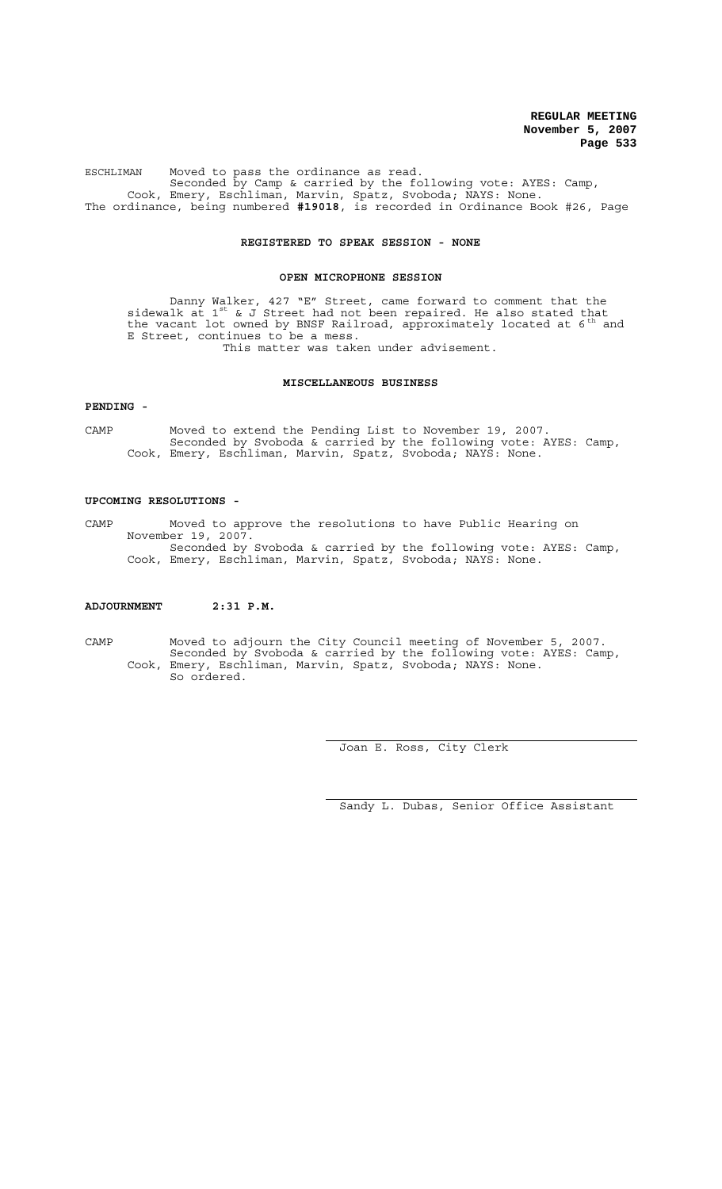ESCHLIMAN Moved to pass the ordinance as read.
Seconded by Camp & carried by the following vote: AYES: Camp, Cook, Emery, Eschliman, Marvin, Spatz, Svoboda; NAYS: None.
The ordinance, being numbered **#19018**, is recorded in Ordinance Book #26, Page

**REGISTERED TO SPEAK SESSION - NONE**

**OPEN MICROPHONE SESSION**

Danny Walker, 427 "E" Street, came forward to comment that the sidewalk at 1st & J Street had not been repaired. He also stated that the vacant lot owned by BNSF Railroad, approximately located at 6th and E Street, continues to be a mess.
This matter was taken under advisement.

**MISCELLANEOUS BUSINESS**

**PENDING -**

CAMP Moved to extend the Pending List to November 19, 2007.
Seconded by Svoboda & carried by the following vote: AYES: Camp, Cook, Emery, Eschliman, Marvin, Spatz, Svoboda; NAYS: None.

**UPCOMING RESOLUTIONS -**

CAMP Moved to approve the resolutions to have Public Hearing on November 19, 2007.
Seconded by Svoboda & carried by the following vote: AYES: Camp, Cook, Emery, Eschliman, Marvin, Spatz, Svoboda; NAYS: None.

**ADJOURNMENT 2:31 P.M.**

CAMP Moved to adjourn the City Council meeting of November 5, 2007.
Seconded by Svoboda & carried by the following vote: AYES: Camp, Cook, Emery, Eschliman, Marvin, Spatz, Svoboda; NAYS: None.
So ordered.

Joan E. Ross, City Clerk

Sandy L. Dubas, Senior Office Assistant